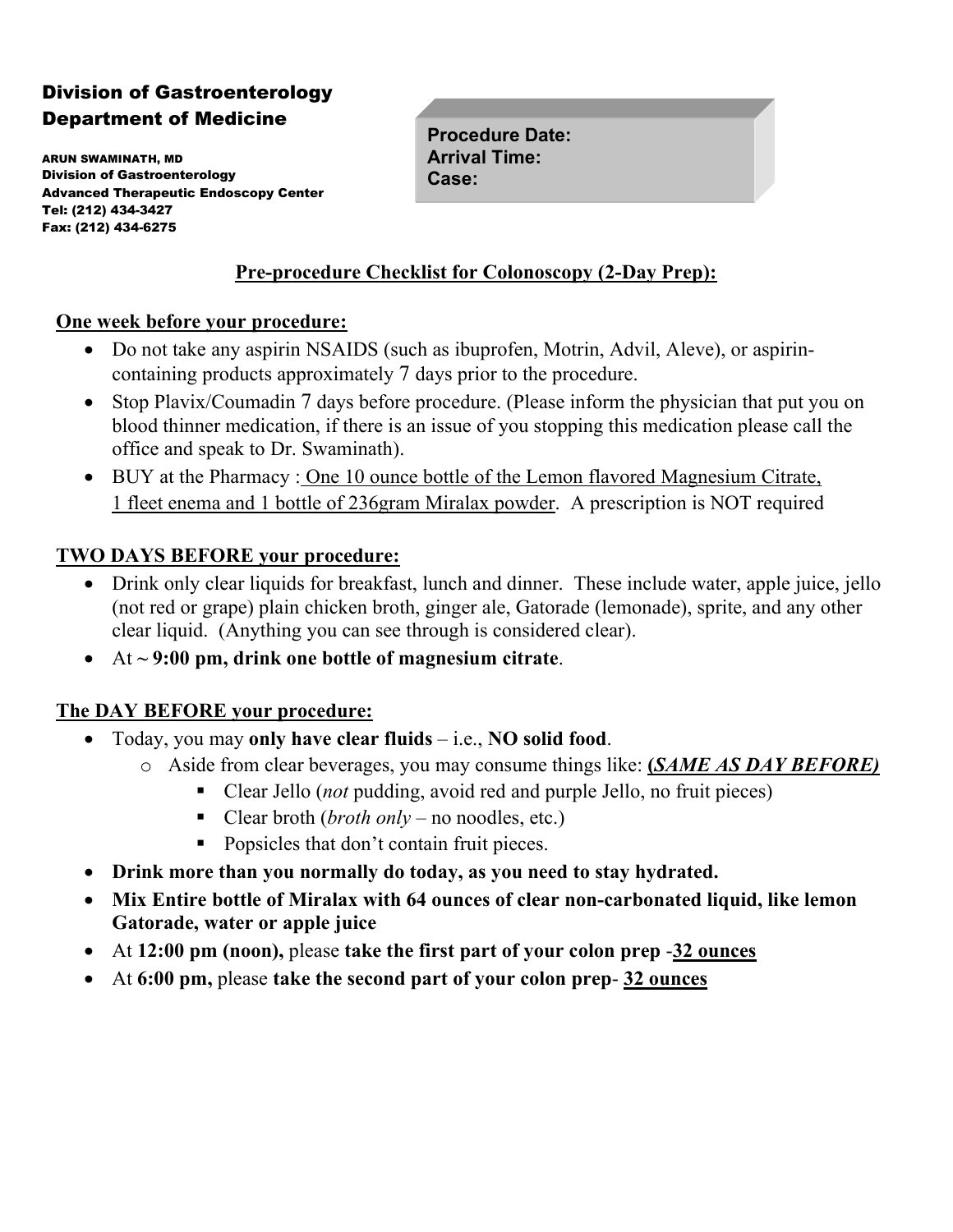**Division of Gastroenterology**
**Department of Medicine**

ARUN SWAMINATH, MD
Division of Gastroenterology
Advanced Therapeutic Endoscopy Center
Tel: (212) 434-3427
Fax: (212) 434-6275

**Procedure Date:**
**Arrival Time:**
**Case:**

## Pre-procedure Checklist for Colonoscopy (2-Day Prep):

### One week before your procedure:

- Do not take any aspirin NSAIDS (such as ibuprofen, Motrin, Advil, Aleve), or aspirin-containing products approximately 7 days prior to the procedure.
- Stop Plavix/Coumadin 7 days before procedure. (Please inform the physician that put you on blood thinner medication, if there is an issue of you stopping this medication please call the office and speak to Dr. Swaminath).
- BUY at the Pharmacy : One 10 ounce bottle of the Lemon flavored Magnesium Citrate, 1 fleet enema and 1 bottle of 236gram Miralax powder. A prescription is NOT required

### TWO DAYS BEFORE your procedure:

- Drink only clear liquids for breakfast, lunch and dinner. These include water, apple juice, jello (not red or grape) plain chicken broth, ginger ale, Gatorade (lemonade), sprite, and any other clear liquid. (Anything you can see through is considered clear).
- At **~ 9:00 pm, drink one bottle of magnesium citrate**.

### The DAY BEFORE your procedure:

- Today, you may **only have clear fluids** – i.e., **NO solid food**.
  - Aside from clear beverages, you may consume things like: ***(SAME AS DAY BEFORE)***
    - Clear Jello (*not* pudding, avoid red and purple Jello, no fruit pieces)
    - Clear broth (*broth only* – no noodles, etc.)
    - Popsicles that don't contain fruit pieces.
- **Drink more than you normally do today, as you need to stay hydrated.**
- **Mix Entire bottle of Miralax with 64 ounces of clear non-carbonated liquid, like lemon Gatorade, water or apple juice**
- At **12:00 pm (noon),** please **take the first part of your colon prep -32 ounces**
- At **6:00 pm,** please **take the second part of your colon prep- 32 ounces**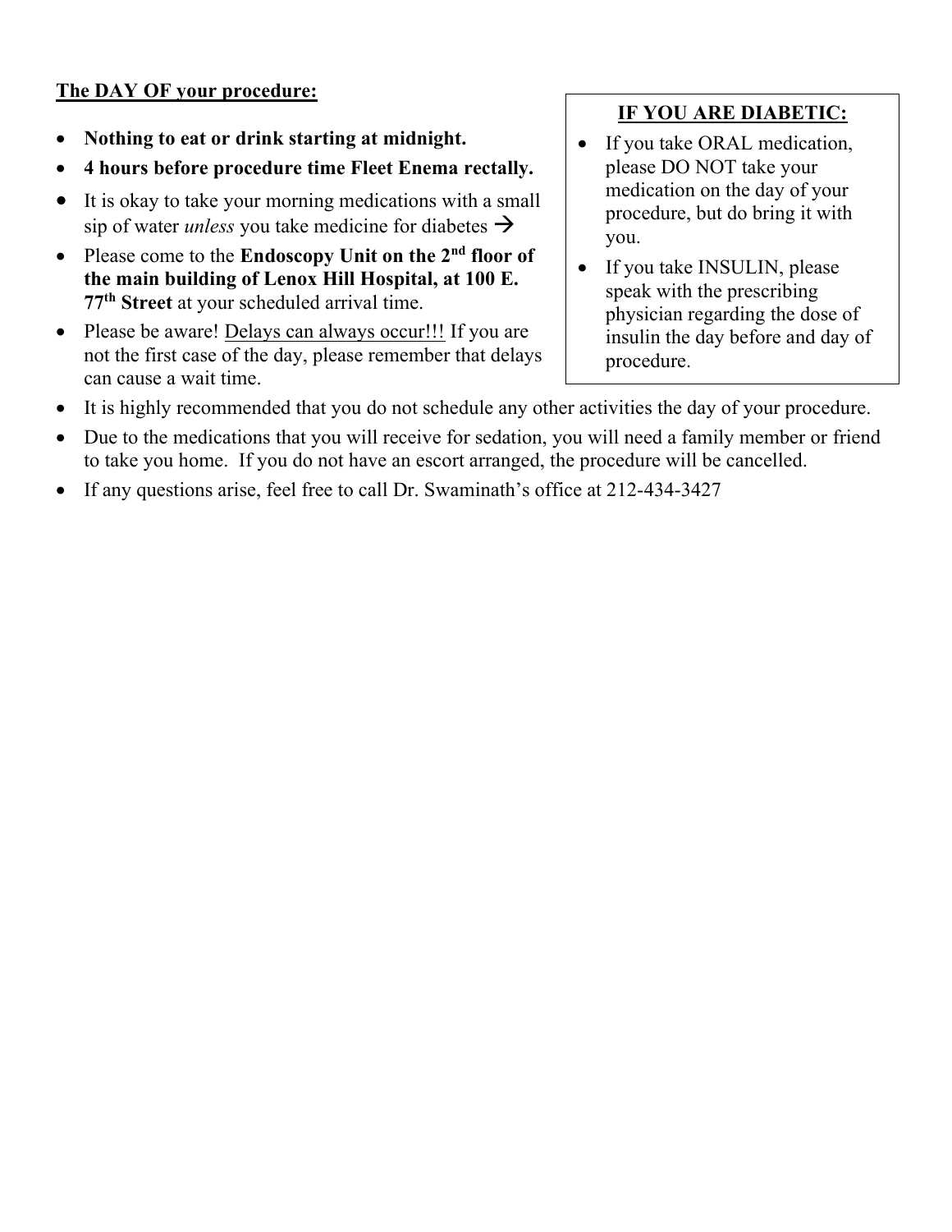**<u>The DAY OF your procedure:</u>**

- **Nothing to eat or drink starting at midnight.**
- **4 hours before procedure time Fleet Enema rectally.**
- It is okay to take your morning medications with a small sip of water *unless* you take medicine for diabetes →
- Please come to the **Endoscopy Unit on the 2nd floor of the main building of Lenox Hill Hospital, at 100 E. 77th Street** at your scheduled arrival time.
- Please be aware! <u>Delays can always occur!!!</u> If you are not the first case of the day, please remember that delays can cause a wait time.

**<u>IF YOU ARE DIABETIC:</u>**

- If you take ORAL medication, please DO NOT take your medication on the day of your procedure, but do bring it with you.
- If you take INSULIN, please speak with the prescribing physician regarding the dose of insulin the day before and day of procedure.

- It is highly recommended that you do not schedule any other activities the day of your procedure.
- Due to the medications that you will receive for sedation, you will need a family member or friend to take you home. If you do not have an escort arranged, the procedure will be cancelled.
- If any questions arise, feel free to call Dr. Swaminath's office at 212-434-3427